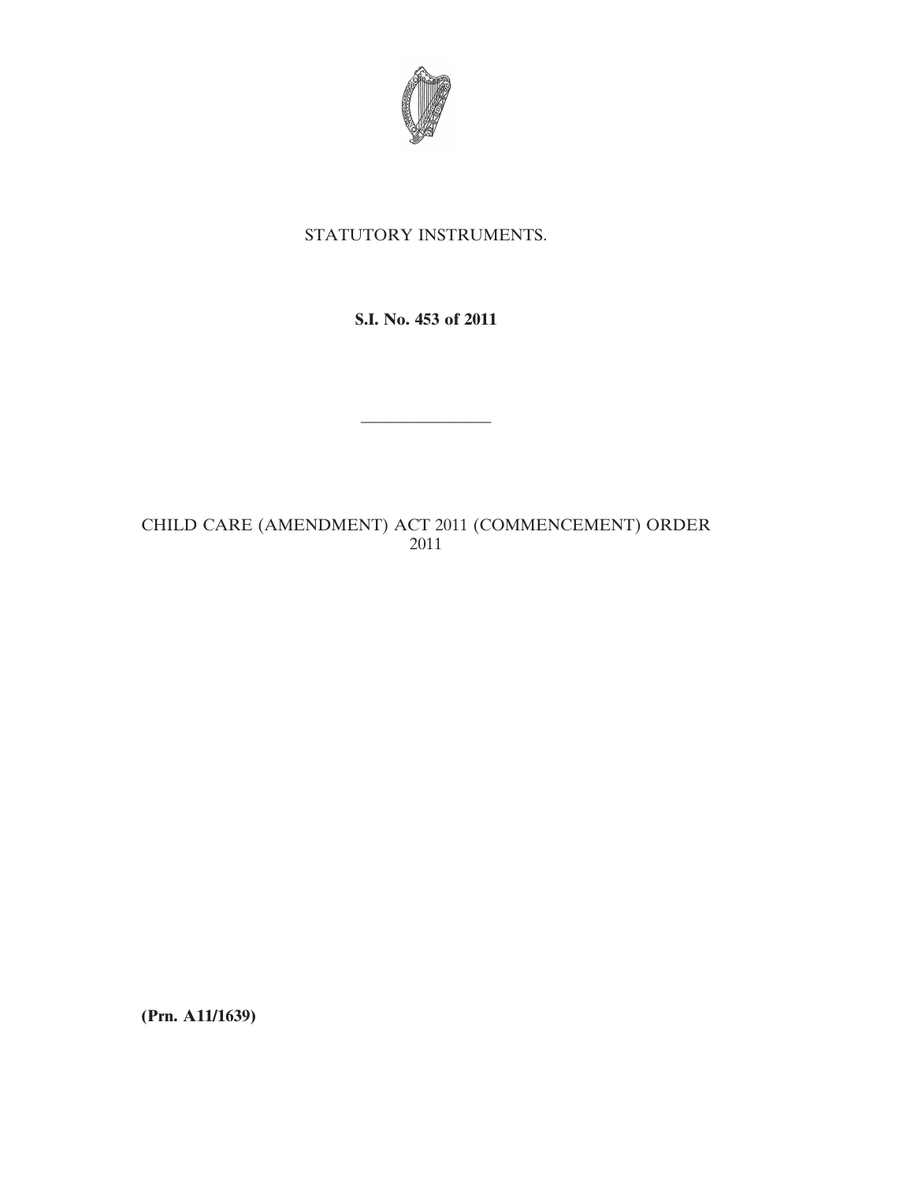STATUTORY INSTRUMENTS.

**S.I. No. 453 of 2011**

---

CHILD CARE (AMENDMENT) ACT 2011 (COMMENCEMENT) ORDER 2011

**(Prn. A11/1639)**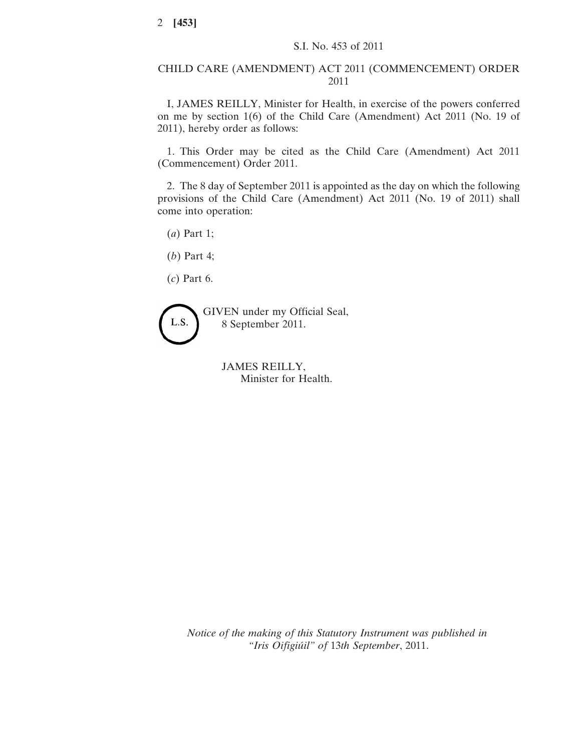S.I. No. 453 of 2011

## CHILD CARE (AMENDMENT) ACT 2011 (COMMENCEMENT) ORDER 2011

I, JAMES REILLY, Minister for Health, in exercise of the powers conferred on me by section 1(6) of the Child Care (Amendment) Act 2011 (No. 19 of 2011), hereby order as follows:

1. This Order may be cited as the Child Care (Amendment) Act 2011 (Commencement) Order 2011.

2. The 8 day of September 2011 is appointed as the day on which the following provisions of the Child Care (Amendment) Act 2011 (No. 19 of 2011) shall come into operation:

(*a*) Part 1;

(*b*) Part 4;

(*c*) Part 6.

L.S.

GIVEN under my Official Seal,
8 September 2011.

JAMES REILLY,
Minister for Health.

*Notice of the making of this Statutory Instrument was published in "Iris Oifigiúil" of* 13*th September*, 2011.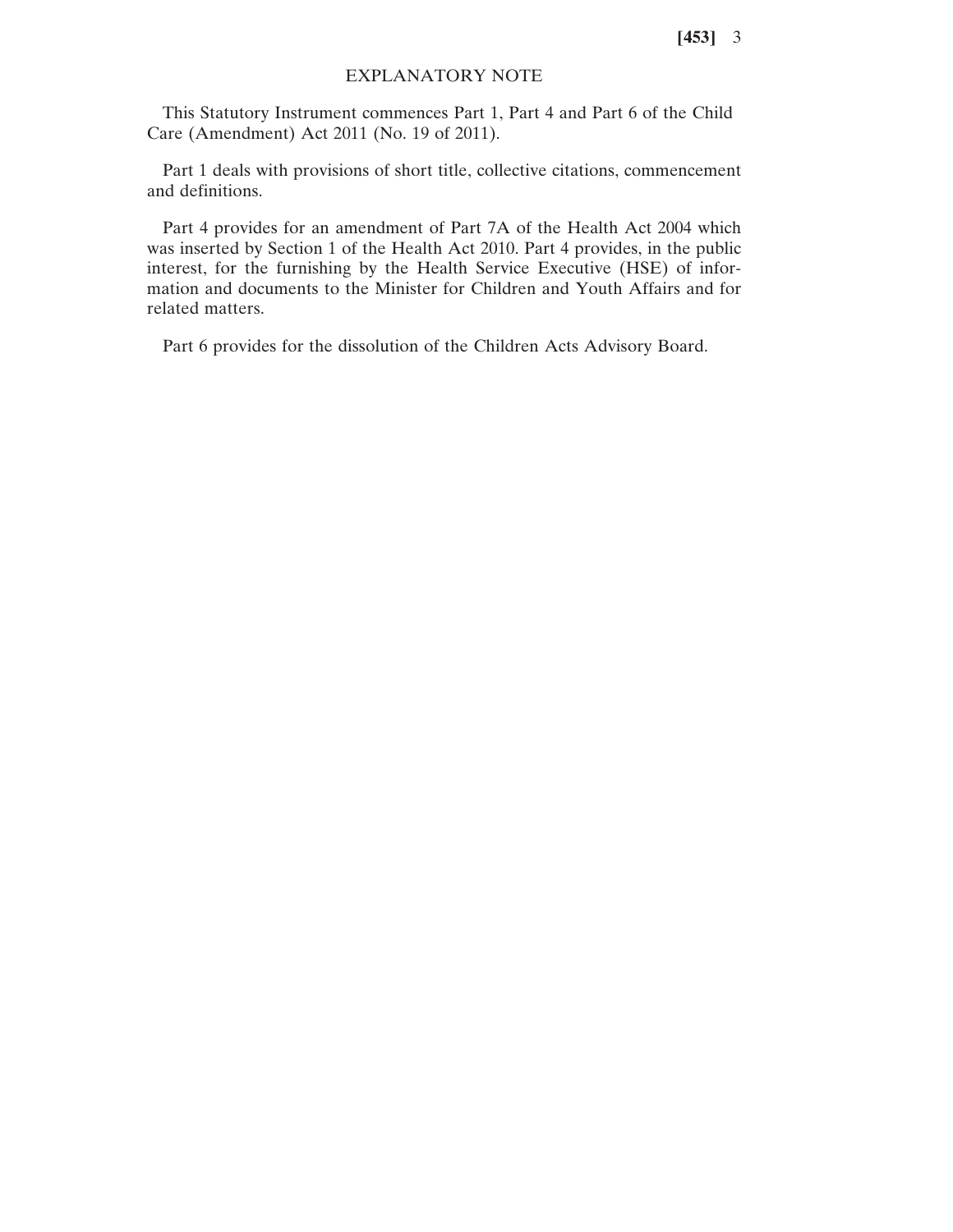## EXPLANATORY NOTE

This Statutory Instrument commences Part 1, Part 4 and Part 6 of the Child Care (Amendment) Act 2011 (No. 19 of 2011).

Part 1 deals with provisions of short title, collective citations, commencement and definitions.

Part 4 provides for an amendment of Part 7A of the Health Act 2004 which was inserted by Section 1 of the Health Act 2010. Part 4 provides, in the public interest, for the furnishing by the Health Service Executive (HSE) of information and documents to the Minister for Children and Youth Affairs and for related matters.

Part 6 provides for the dissolution of the Children Acts Advisory Board.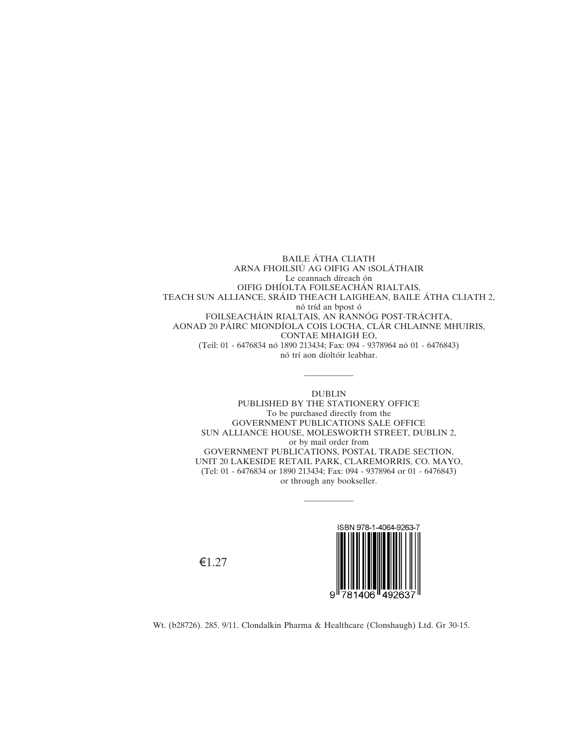BAILE ÁTHA CLIATH
ARNA FHOILSIÚ AG OIFIG AN tSOLÁTHAIR
Le ceannach díreach ón
OIFIG DHÍOLTA FOILSEACHÁN RIALTAIS,
TEACH SUN ALLIANCE, SRÁID THEACH LAIGHEAN, BAILE ÁTHA CLIATH 2,
nó tríd an bpost ó
FOILSEACHÁIN RIALTAIS, AN RANNÓG POST-TRÁCHTA,
AONAD 20 PÁIRC MIONDÍOLA COIS LOCHA, CLÁR CHLAINNE MHUIRIS,
CONTAE MHAIGH EO,
(Teil: 01 - 6476834 nó 1890 213434; Fax: 094 - 9378964 nó 01 - 6476843)
nó trí aon díoltóir leabhar.

---

DUBLIN
PUBLISHED BY THE STATIONERY OFFICE
To be purchased directly from the
GOVERNMENT PUBLICATIONS SALE OFFICE
SUN ALLIANCE HOUSE, MOLESWORTH STREET, DUBLIN 2,
or by mail order from
GOVERNMENT PUBLICATIONS, POSTAL TRADE SECTION,
UNIT 20 LAKESIDE RETAIL PARK, CLAREMORRIS, CO. MAYO,
(Tel: 01 - 6476834 or 1890 213434; Fax: 094 - 9378964 or 01 - 6476843)
or through any bookseller.

---

€1.27

ISBN 978-1-4064-9263-7

9 781406 492637

Wt. (b28726). 285. 9/11. Clondalkin Pharma & Healthcare (Clonshaugh) Ltd. Gr 30-15.